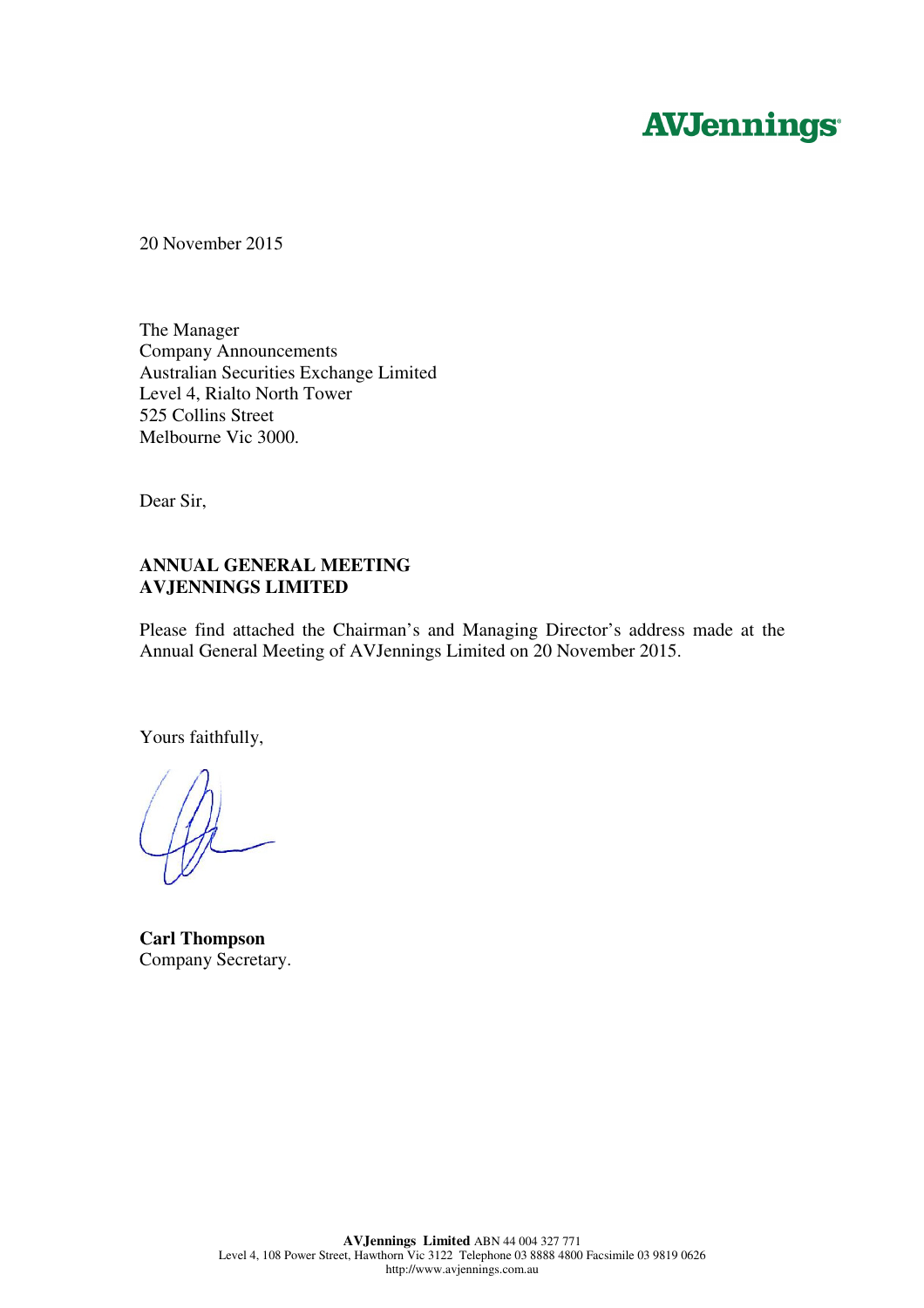**AVJennings**

20 November 2015

The Manager
Company Announcements
Australian Securities Exchange Limited
Level 4, Rialto North Tower
525 Collins Street
Melbourne Vic 3000.

Dear Sir,

**ANNUAL GENERAL MEETING**
**AVJENNINGS LIMITED**

Please find attached the Chairman's and Managing Director's address made at the Annual General Meeting of AVJennings Limited on 20 November 2015.

Yours faithfully,

**Carl Thompson**
Company Secretary.

**AVJennings Limited** ABN 44 004 327 771
Level 4, 108 Power Street, Hawthorn Vic 3122 Telephone 03 8888 4800 Facsimile 03 9819 0626
http://www.avjennings.com.au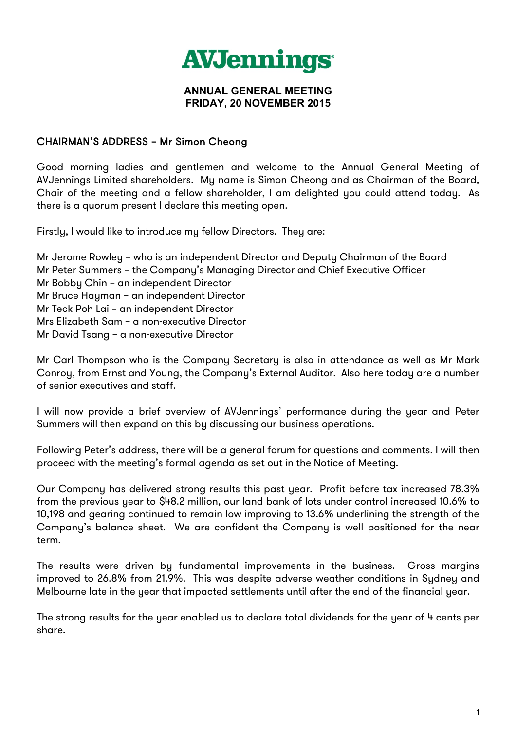# AVJennings

**ANNUAL GENERAL MEETING**
**FRIDAY, 20 NOVEMBER 2015**

## CHAIRMAN'S ADDRESS – Mr Simon Cheong

Good morning ladies and gentlemen and welcome to the Annual General Meeting of AVJennings Limited shareholders. My name is Simon Cheong and as Chairman of the Board, Chair of the meeting and a fellow shareholder, I am delighted you could attend today. As there is a quorum present I declare this meeting open.

Firstly, I would like to introduce my fellow Directors. They are:

Mr Jerome Rowley – who is an independent Director and Deputy Chairman of the Board
Mr Peter Summers – the Company's Managing Director and Chief Executive Officer
Mr Bobby Chin – an independent Director
Mr Bruce Hayman – an independent Director
Mr Teck Poh Lai – an independent Director
Mrs Elizabeth Sam – a non-executive Director
Mr David Tsang – a non-executive Director

Mr Carl Thompson who is the Company Secretary is also in attendance as well as Mr Mark Conroy, from Ernst and Young, the Company's External Auditor. Also here today are a number of senior executives and staff.

I will now provide a brief overview of AVJennings' performance during the year and Peter Summers will then expand on this by discussing our business operations.

Following Peter's address, there will be a general forum for questions and comments. I will then proceed with the meeting's formal agenda as set out in the Notice of Meeting.

Our Company has delivered strong results this past year. Profit before tax increased 78.3% from the previous year to $48.2 million, our land bank of lots under control increased 10.6% to 10,198 and gearing continued to remain low improving to 13.6% underlining the strength of the Company's balance sheet. We are confident the Company is well positioned for the near term.

The results were driven by fundamental improvements in the business. Gross margins improved to 26.8% from 21.9%. This was despite adverse weather conditions in Sydney and Melbourne late in the year that impacted settlements until after the end of the financial year.

The strong results for the year enabled us to declare total dividends for the year of 4 cents per share.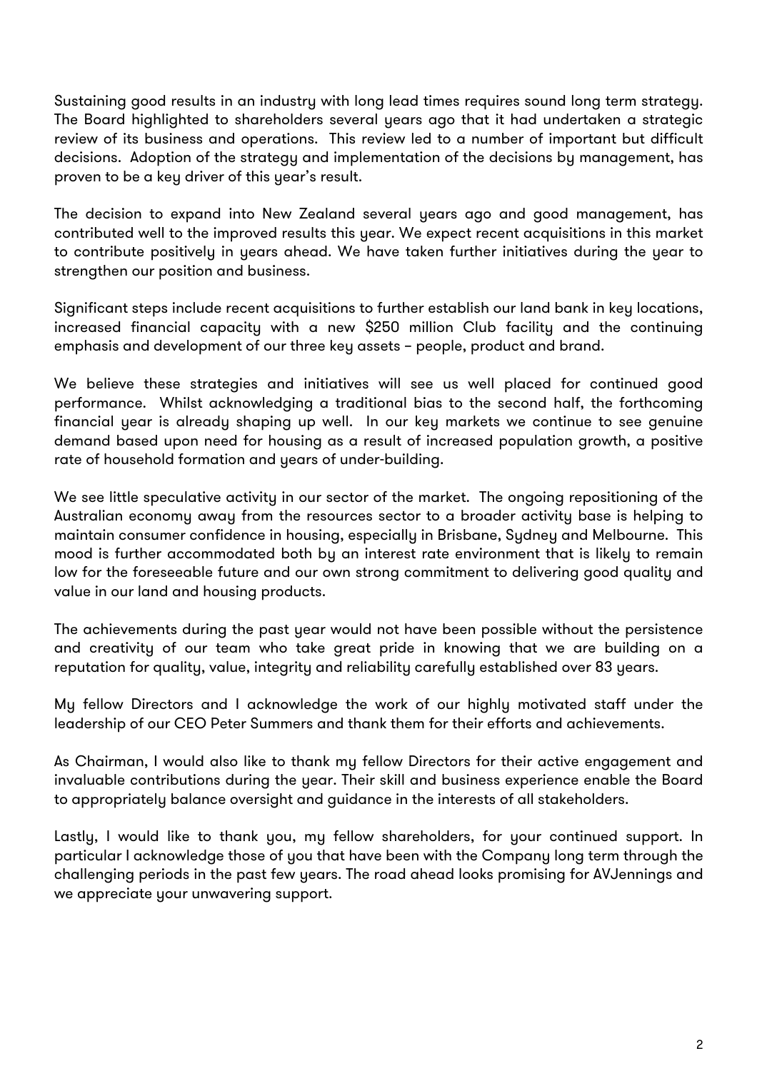Sustaining good results in an industry with long lead times requires sound long term strategy. The Board highlighted to shareholders several years ago that it had undertaken a strategic review of its business and operations. This review led to a number of important but difficult decisions. Adoption of the strategy and implementation of the decisions by management, has proven to be a key driver of this year's result.

The decision to expand into New Zealand several years ago and good management, has contributed well to the improved results this year. We expect recent acquisitions in this market to contribute positively in years ahead. We have taken further initiatives during the year to strengthen our position and business.

Significant steps include recent acquisitions to further establish our land bank in key locations, increased financial capacity with a new $250 million Club facility and the continuing emphasis and development of our three key assets – people, product and brand.

We believe these strategies and initiatives will see us well placed for continued good performance. Whilst acknowledging a traditional bias to the second half, the forthcoming financial year is already shaping up well. In our key markets we continue to see genuine demand based upon need for housing as a result of increased population growth, a positive rate of household formation and years of under-building.

We see little speculative activity in our sector of the market. The ongoing repositioning of the Australian economy away from the resources sector to a broader activity base is helping to maintain consumer confidence in housing, especially in Brisbane, Sydney and Melbourne. This mood is further accommodated both by an interest rate environment that is likely to remain low for the foreseeable future and our own strong commitment to delivering good quality and value in our land and housing products.

The achievements during the past year would not have been possible without the persistence and creativity of our team who take great pride in knowing that we are building on a reputation for quality, value, integrity and reliability carefully established over 83 years.

My fellow Directors and I acknowledge the work of our highly motivated staff under the leadership of our CEO Peter Summers and thank them for their efforts and achievements.

As Chairman, I would also like to thank my fellow Directors for their active engagement and invaluable contributions during the year. Their skill and business experience enable the Board to appropriately balance oversight and guidance in the interests of all stakeholders.

Lastly, I would like to thank you, my fellow shareholders, for your continued support. In particular I acknowledge those of you that have been with the Company long term through the challenging periods in the past few years. The road ahead looks promising for AVJennings and we appreciate your unwavering support.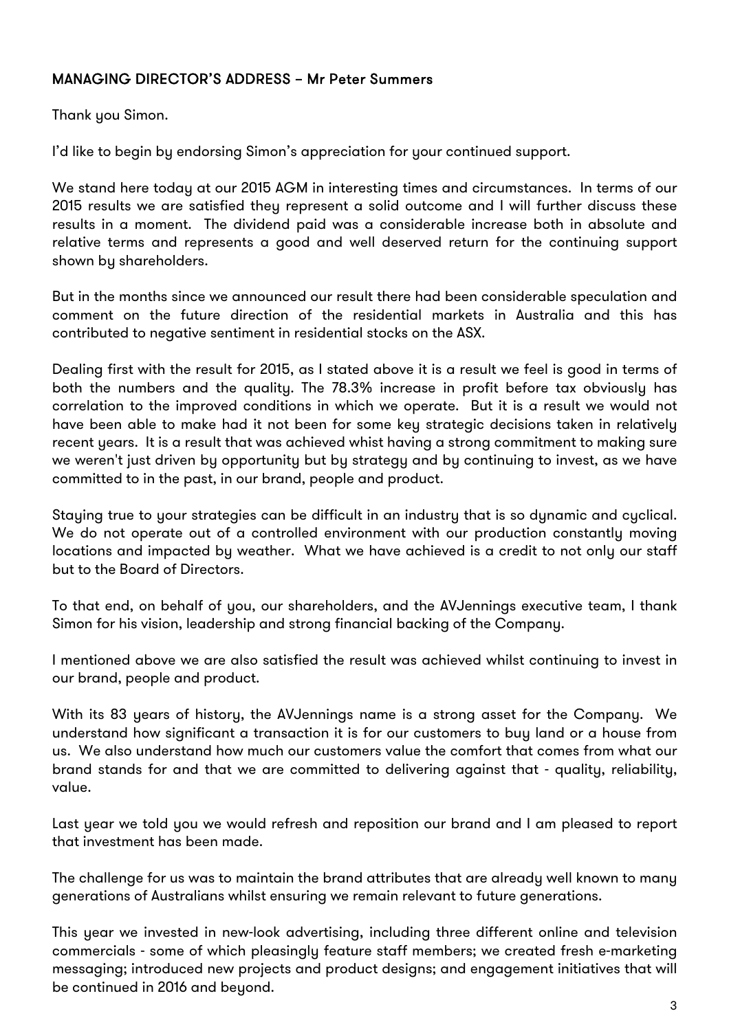## MANAGING DIRECTOR'S ADDRESS – Mr Peter Summers

Thank you Simon.

I'd like to begin by endorsing Simon's appreciation for your continued support.

We stand here today at our 2015 AGM in interesting times and circumstances. In terms of our 2015 results we are satisfied they represent a solid outcome and I will further discuss these results in a moment. The dividend paid was a considerable increase both in absolute and relative terms and represents a good and well deserved return for the continuing support shown by shareholders.

But in the months since we announced our result there had been considerable speculation and comment on the future direction of the residential markets in Australia and this has contributed to negative sentiment in residential stocks on the ASX.

Dealing first with the result for 2015, as I stated above it is a result we feel is good in terms of both the numbers and the quality. The 78.3% increase in profit before tax obviously has correlation to the improved conditions in which we operate. But it is a result we would not have been able to make had it not been for some key strategic decisions taken in relatively recent years. It is a result that was achieved whist having a strong commitment to making sure we weren't just driven by opportunity but by strategy and by continuing to invest, as we have committed to in the past, in our brand, people and product.

Staying true to your strategies can be difficult in an industry that is so dynamic and cyclical. We do not operate out of a controlled environment with our production constantly moving locations and impacted by weather. What we have achieved is a credit to not only our staff but to the Board of Directors.

To that end, on behalf of you, our shareholders, and the AVJennings executive team, I thank Simon for his vision, leadership and strong financial backing of the Company.

I mentioned above we are also satisfied the result was achieved whilst continuing to invest in our brand, people and product.

With its 83 years of history, the AVJennings name is a strong asset for the Company. We understand how significant a transaction it is for our customers to buy land or a house from us. We also understand how much our customers value the comfort that comes from what our brand stands for and that we are committed to delivering against that - quality, reliability, value.

Last year we told you we would refresh and reposition our brand and I am pleased to report that investment has been made.

The challenge for us was to maintain the brand attributes that are already well known to many generations of Australians whilst ensuring we remain relevant to future generations.

This year we invested in new-look advertising, including three different online and television commercials - some of which pleasingly feature staff members; we created fresh e-marketing messaging; introduced new projects and product designs; and engagement initiatives that will be continued in 2016 and beyond.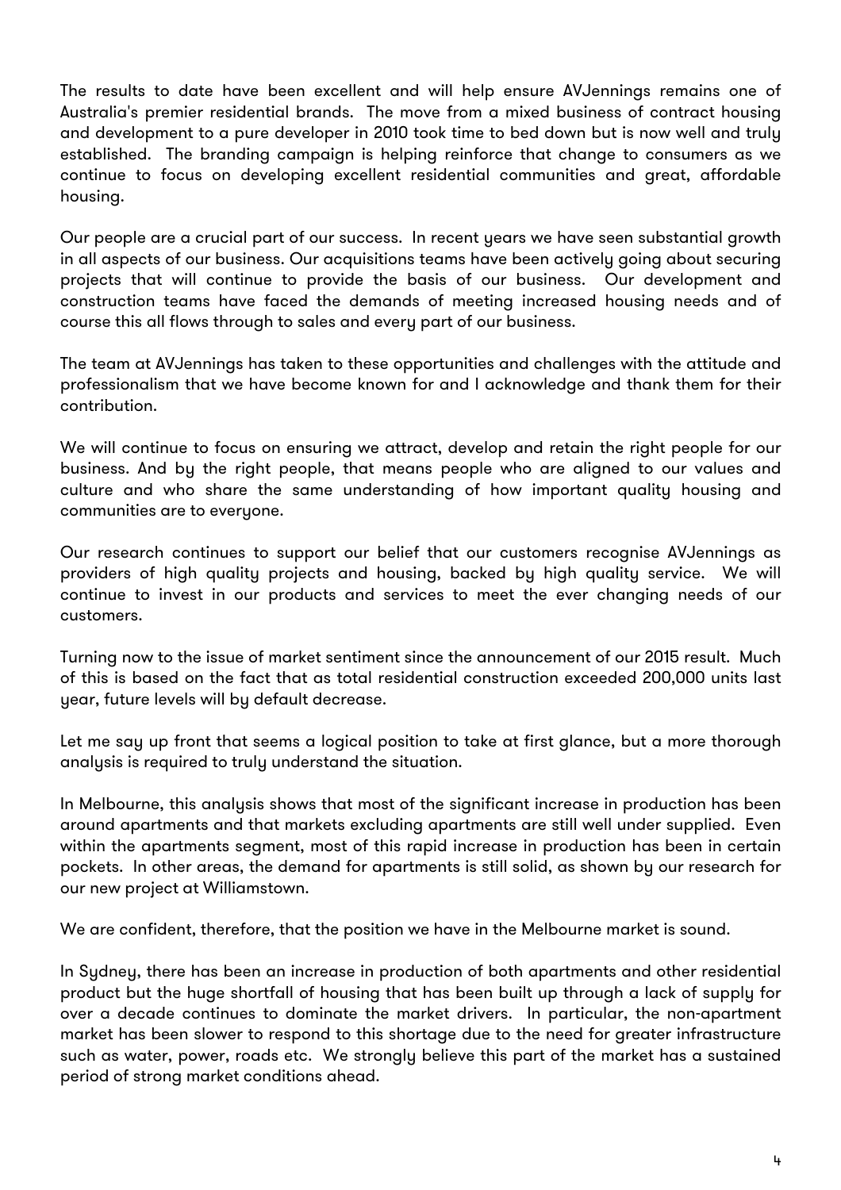The results to date have been excellent and will help ensure AVJennings remains one of Australia's premier residential brands. The move from a mixed business of contract housing and development to a pure developer in 2010 took time to bed down but is now well and truly established. The branding campaign is helping reinforce that change to consumers as we continue to focus on developing excellent residential communities and great, affordable housing.

Our people are a crucial part of our success. In recent years we have seen substantial growth in all aspects of our business. Our acquisitions teams have been actively going about securing projects that will continue to provide the basis of our business. Our development and construction teams have faced the demands of meeting increased housing needs and of course this all flows through to sales and every part of our business.

The team at AVJennings has taken to these opportunities and challenges with the attitude and professionalism that we have become known for and I acknowledge and thank them for their contribution.

We will continue to focus on ensuring we attract, develop and retain the right people for our business. And by the right people, that means people who are aligned to our values and culture and who share the same understanding of how important quality housing and communities are to everyone.

Our research continues to support our belief that our customers recognise AVJennings as providers of high quality projects and housing, backed by high quality service. We will continue to invest in our products and services to meet the ever changing needs of our customers.

Turning now to the issue of market sentiment since the announcement of our 2015 result. Much of this is based on the fact that as total residential construction exceeded 200,000 units last year, future levels will by default decrease.

Let me say up front that seems a logical position to take at first glance, but a more thorough analysis is required to truly understand the situation.

In Melbourne, this analysis shows that most of the significant increase in production has been around apartments and that markets excluding apartments are still well under supplied. Even within the apartments segment, most of this rapid increase in production has been in certain pockets. In other areas, the demand for apartments is still solid, as shown by our research for our new project at Williamstown.

We are confident, therefore, that the position we have in the Melbourne market is sound.

In Sydney, there has been an increase in production of both apartments and other residential product but the huge shortfall of housing that has been built up through a lack of supply for over a decade continues to dominate the market drivers. In particular, the non-apartment market has been slower to respond to this shortage due to the need for greater infrastructure such as water, power, roads etc. We strongly believe this part of the market has a sustained period of strong market conditions ahead.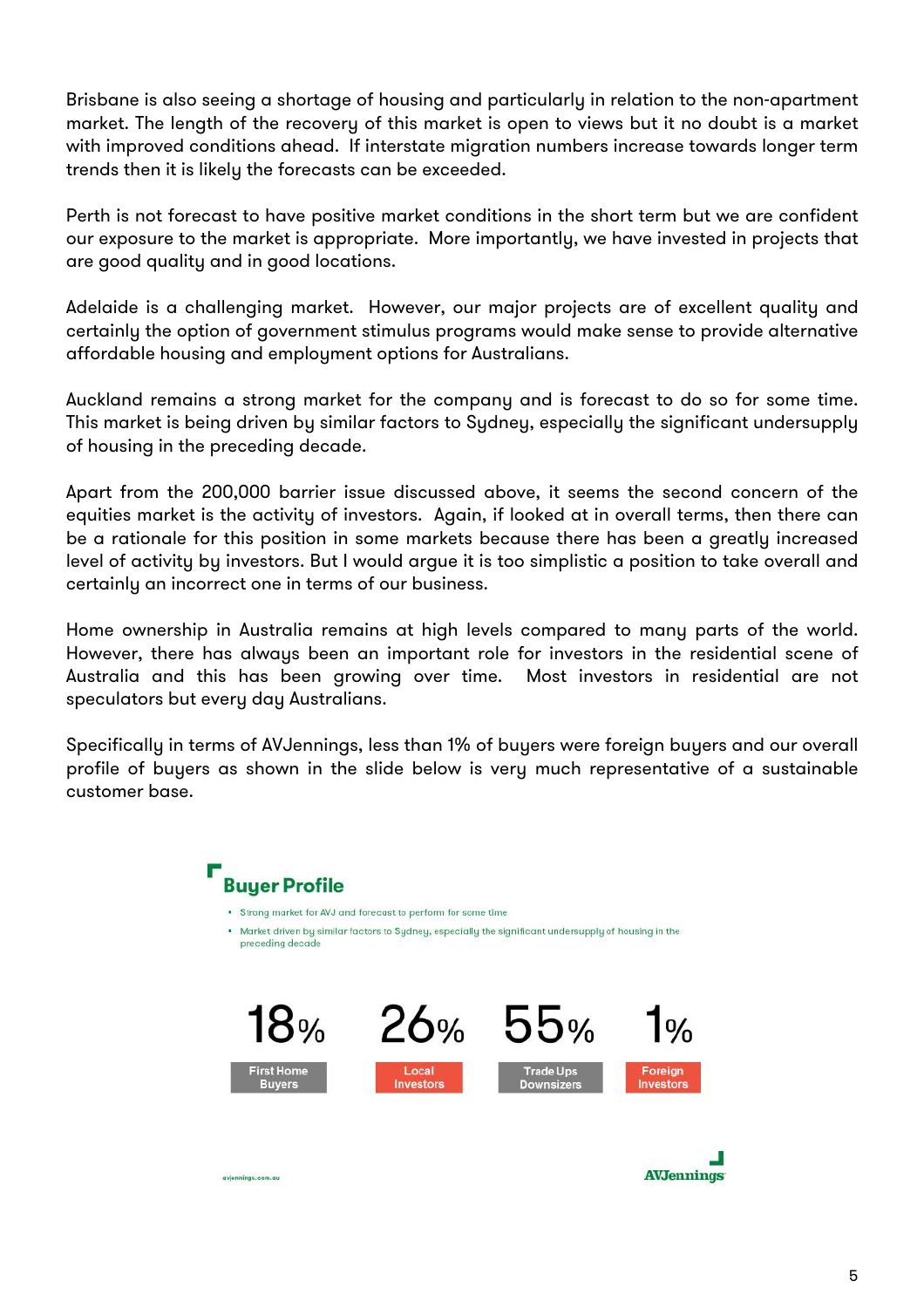Brisbane is also seeing a shortage of housing and particularly in relation to the non-apartment market. The length of the recovery of this market is open to views but it no doubt is a market with improved conditions ahead. If interstate migration numbers increase towards longer term trends then it is likely the forecasts can be exceeded.

Perth is not forecast to have positive market conditions in the short term but we are confident our exposure to the market is appropriate. More importantly, we have invested in projects that are good quality and in good locations.

Adelaide is a challenging market. However, our major projects are of excellent quality and certainly the option of government stimulus programs would make sense to provide alternative affordable housing and employment options for Australians.

Auckland remains a strong market for the company and is forecast to do so for some time. This market is being driven by similar factors to Sydney, especially the significant undersupply of housing in the preceding decade.

Apart from the 200,000 barrier issue discussed above, it seems the second concern of the equities market is the activity of investors. Again, if looked at in overall terms, then there can be a rationale for this position in some markets because there has been a greatly increased level of activity by investors. But I would argue it is too simplistic a position to take overall and certainly an incorrect one in terms of our business.

Home ownership in Australia remains at high levels compared to many parts of the world. However, there has always been an important role for investors in the residential scene of Australia and this has been growing over time. Most investors in residential are not speculators but every day Australians.

Specifically in terms of AVJennings, less than 1% of buyers were foreign buyers and our overall profile of buyers as shown in the slide below is very much representative of a sustainable customer base.

## Buyer Profile

- Strong market for AVJ and forecast to perform for some time
- Market driven by similar factors to Sydney, especially the significant undersupply of housing in the preceding decade

| 18% | 26% | 55% | 1% |
|---|---|---|---|
| First Home Buyers | Local Investors | Trade Ups Downsizers | Foreign Investors |

avjennings.com.au

AVJennings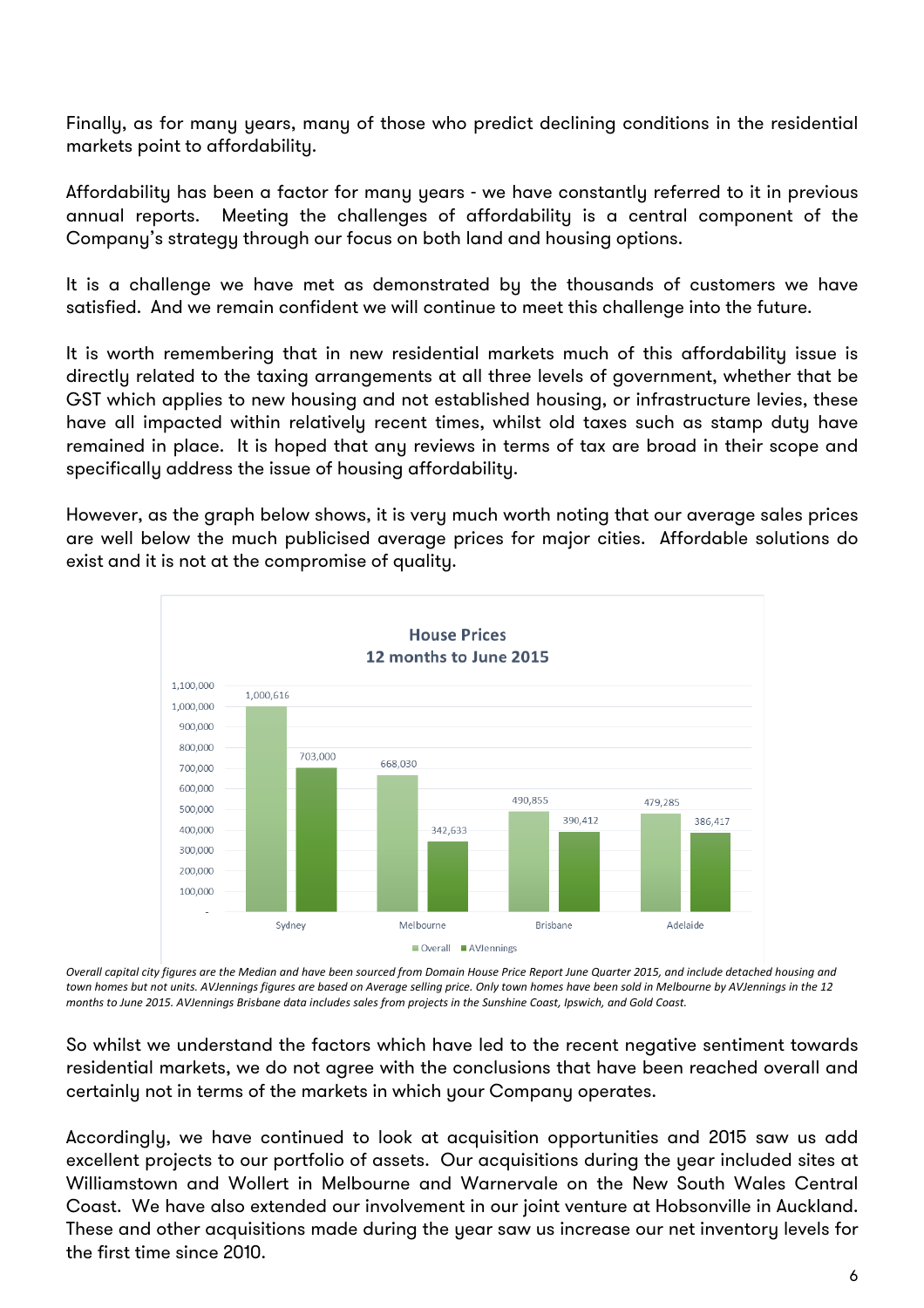Finally, as for many years, many of those who predict declining conditions in the residential markets point to affordability.

Affordability has been a factor for many years - we have constantly referred to it in previous annual reports. Meeting the challenges of affordability is a central component of the Company's strategy through our focus on both land and housing options.

It is a challenge we have met as demonstrated by the thousands of customers we have satisfied. And we remain confident we will continue to meet this challenge into the future.

It is worth remembering that in new residential markets much of this affordability issue is directly related to the taxing arrangements at all three levels of government, whether that be GST which applies to new housing and not established housing, or infrastructure levies, these have all impacted within relatively recent times, whilst old taxes such as stamp duty have remained in place. It is hoped that any reviews in terms of tax are broad in their scope and specifically address the issue of housing affordability.

However, as the graph below shows, it is very much worth noting that our average sales prices are well below the much publicised average prices for major cities. Affordable solutions do exist and it is not at the compromise of quality.

**House Prices**
**12 months to June 2015**

| | Overall | AVJennings |
|---|---|---|
| Sydney | 1,000,616 | 703,000 |
| Melbourne | 668,030 | 342,633 |
| Brisbane | 490,855 | 390,412 |
| Adelaide | 479,285 | 386,417 |

*Overall capital city figures are the Median and have been sourced from Domain House Price Report June Quarter 2015, and include detached housing and town homes but not units. AVJennings figures are based on Average selling price. Only town homes have been sold in Melbourne by AVJennings in the 12 months to June 2015. AVJennings Brisbane data includes sales from projects in the Sunshine Coast, Ipswich, and Gold Coast.*

So whilst we understand the factors which have led to the recent negative sentiment towards residential markets, we do not agree with the conclusions that have been reached overall and certainly not in terms of the markets in which your Company operates.

Accordingly, we have continued to look at acquisition opportunities and 2015 saw us add excellent projects to our portfolio of assets. Our acquisitions during the year included sites at Williamstown and Wollert in Melbourne and Warnervale on the New South Wales Central Coast. We have also extended our involvement in our joint venture at Hobsonville in Auckland. These and other acquisitions made during the year saw us increase our net inventory levels for the first time since 2010.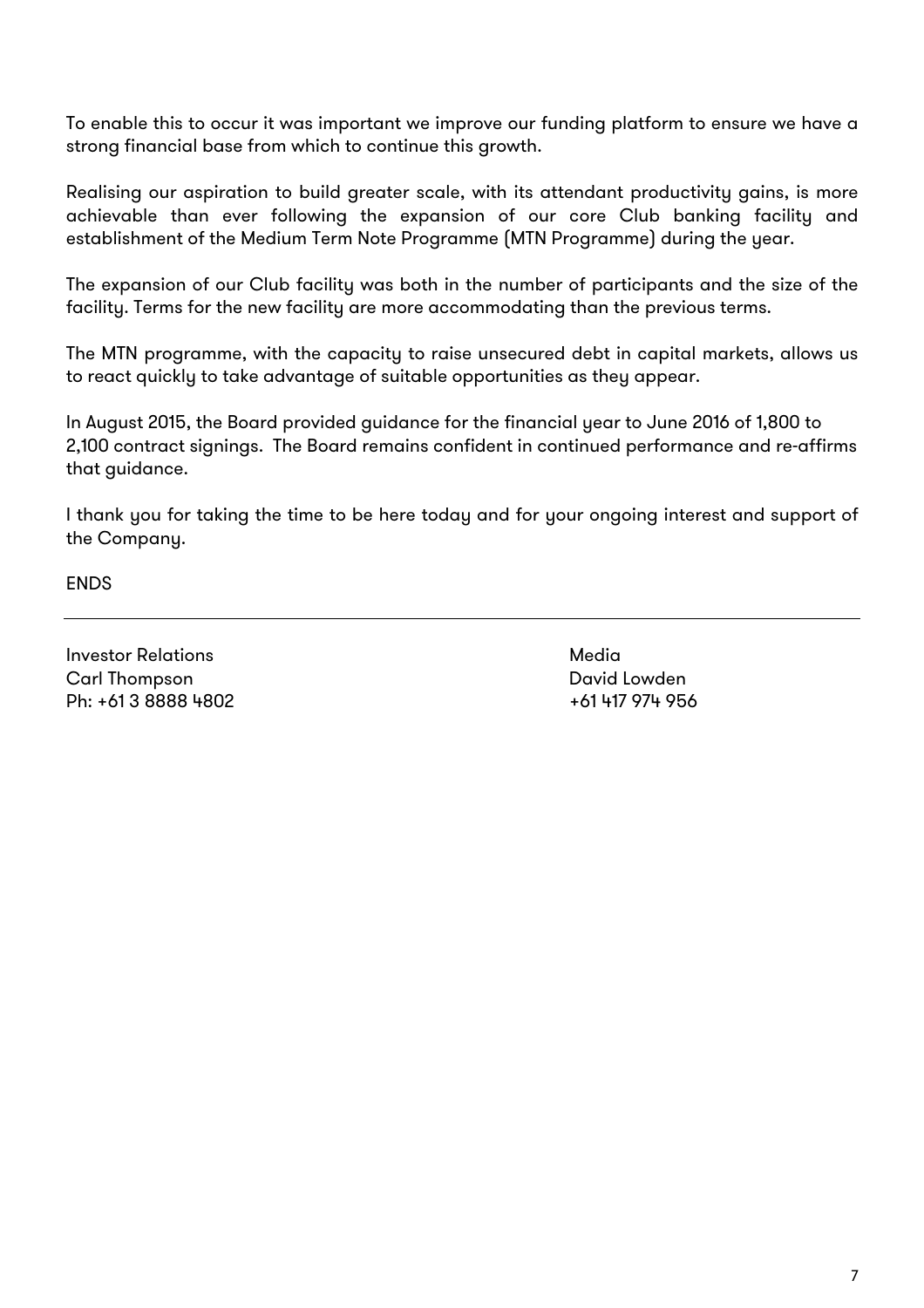To enable this to occur it was important we improve our funding platform to ensure we have a strong financial base from which to continue this growth.

Realising our aspiration to build greater scale, with its attendant productivity gains, is more achievable than ever following the expansion of our core Club banking facility and establishment of the Medium Term Note Programme (MTN Programme) during the year.

The expansion of our Club facility was both in the number of participants and the size of the facility. Terms for the new facility are more accommodating than the previous terms.

The MTN programme, with the capacity to raise unsecured debt in capital markets, allows us to react quickly to take advantage of suitable opportunities as they appear.

In August 2015, the Board provided guidance for the financial year to June 2016 of 1,800 to 2,100 contract signings. The Board remains confident in continued performance and re-affirms that guidance.

I thank you for taking the time to be here today and for your ongoing interest and support of the Company.

ENDS

---

Investor Relations
Carl Thompson
Ph: +61 3 8888 4802

Media
David Lowden
+61 417 974 956